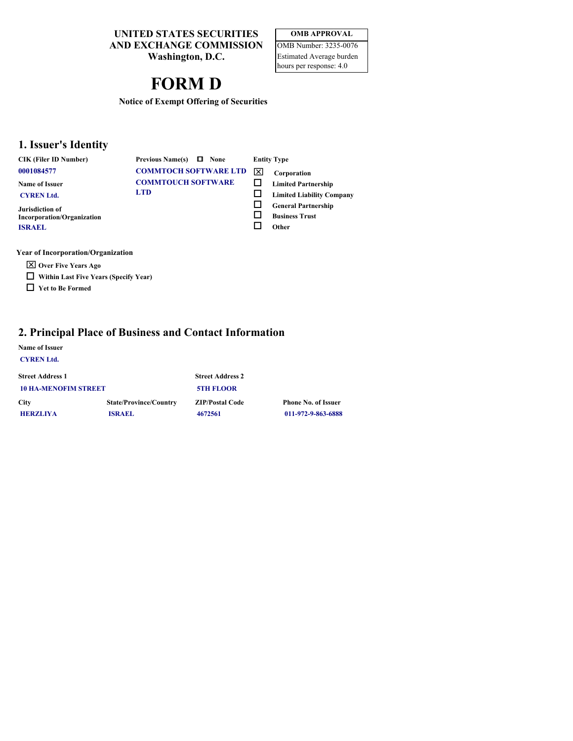UNITED STATES SECURITIES AND EXCHANGE COMMISSION
Washington, D.C.

| OMB APPROVAL |
|---|
| OMB Number: 3235-0076 |
| Estimated Average burden hours per response: 4.0 |

# FORM D

**Notice of Exempt Offering of Securities**

## 1. Issuer's Identity

| CIK (Filer ID Number) | Previous Name(s) ☐ None | Entity Type |
|---|---|---|
| 0001084577 | COMMTOCH SOFTWARE LTD | ☒ Corporation |
| **Name of Issuer** | COMMTOUCH SOFTWARE LTD | ☐ Limited Partnership |
| CYREN Ltd. | | ☐ Limited Liability Company |
| **Jurisdiction of Incorporation/Organization** | | ☐ General Partnership |
| ISRAEL | | ☐ Business Trust |
| | | ☐ Other |

**Year of Incorporation/Organization**

☒ Over Five Years Ago
☐ Within Last Five Years (Specify Year)
☐ Yet to Be Formed

## 2. Principal Place of Business and Contact Information

**Name of Issuer**
CYREN Ltd.

| Street Address 1 | | Street Address 2 | |
|---|---|---|---|
| 10 HA-MENOFIM STREET | | 5TH FLOOR | |
| **City** | **State/Province/Country** | **ZIP/Postal Code** | **Phone No. of Issuer** |
| HERZLIYA | ISRAEL | 4672561 | 011-972-9-863-6888 |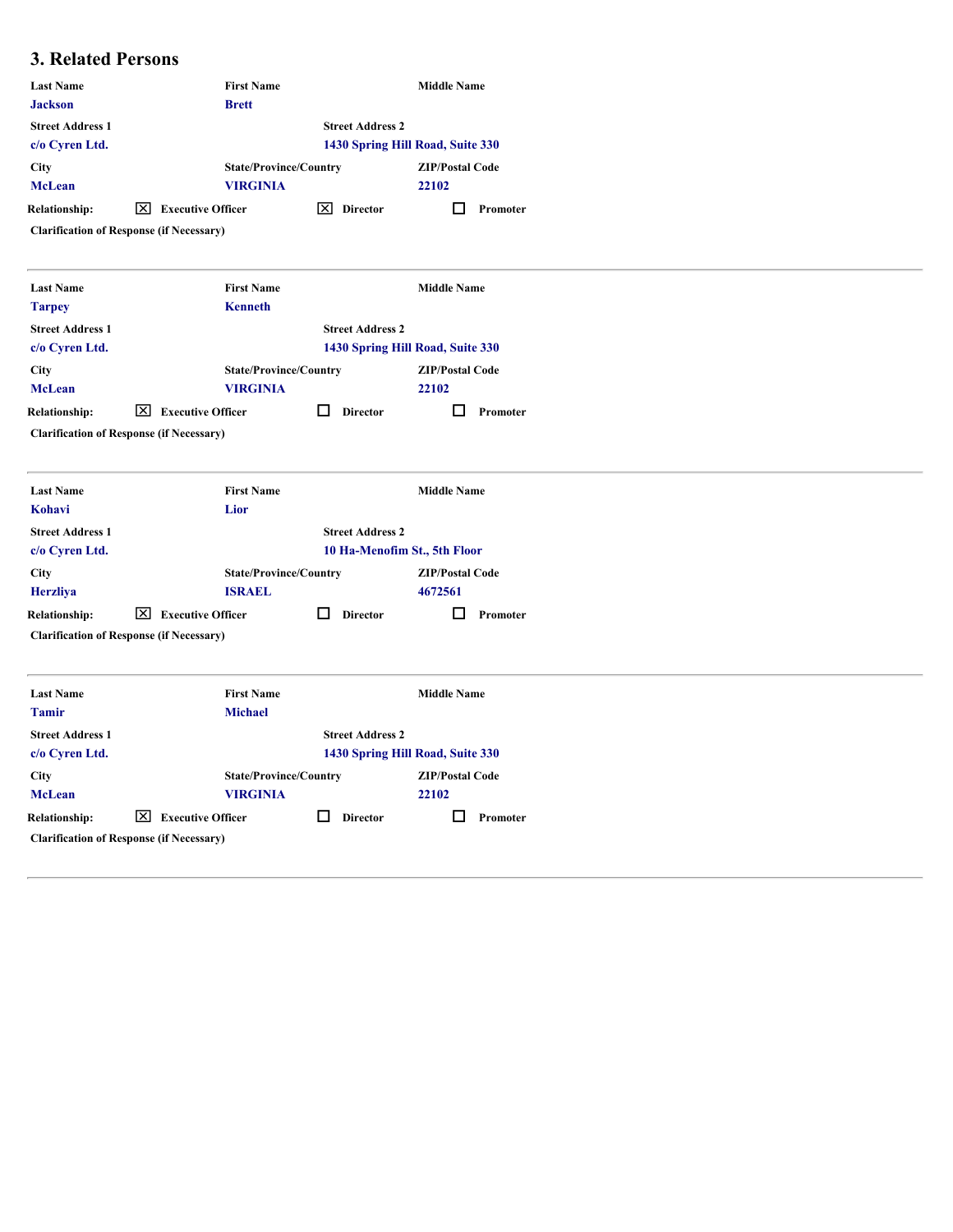## 3. Related Persons

| Last Name | First Name | Middle Name |
|---|---|---|
| Jackson | Brett | |

| Street Address 1 | Street Address 2 |
|---|---|
| c/o Cyren Ltd. | 1430 Spring Hill Road, Suite 330 |

| City | State/Province/Country | ZIP/Postal Code |
|---|---|---|
| McLean | VIRGINIA | 22102 |

Relationship: [X] Executive Officer [X] Director [ ] Promoter

Clarification of Response (if Necessary)

---

| Last Name | First Name | Middle Name |
|---|---|---|
| Tarpey | Kenneth | |

| Street Address 1 | Street Address 2 |
|---|---|
| c/o Cyren Ltd. | 1430 Spring Hill Road, Suite 330 |

| City | State/Province/Country | ZIP/Postal Code |
|---|---|---|
| McLean | VIRGINIA | 22102 |

Relationship: [X] Executive Officer [ ] Director [ ] Promoter

Clarification of Response (if Necessary)

---

| Last Name | First Name | Middle Name |
|---|---|---|
| Kohavi | Lior | |

| Street Address 1 | Street Address 2 |
|---|---|
| c/o Cyren Ltd. | 10 Ha-Menofim St., 5th Floor |

| City | State/Province/Country | ZIP/Postal Code |
|---|---|---|
| Herzliya | ISRAEL | 4672561 |

Relationship: [X] Executive Officer [ ] Director [ ] Promoter

Clarification of Response (if Necessary)

---

| Last Name | First Name | Middle Name |
|---|---|---|
| Tamir | Michael | |

| Street Address 1 | Street Address 2 |
|---|---|
| c/o Cyren Ltd. | 1430 Spring Hill Road, Suite 330 |

| City | State/Province/Country | ZIP/Postal Code |
|---|---|---|
| McLean | VIRGINIA | 22102 |

Relationship: [X] Executive Officer [ ] Director [ ] Promoter

Clarification of Response (if Necessary)

---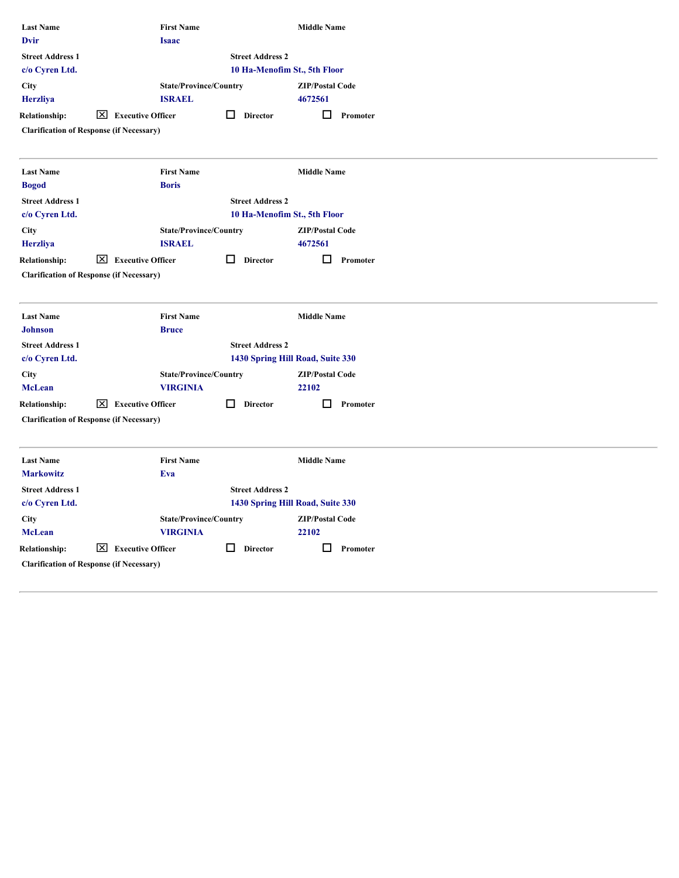| Last Name | First Name | Middle Name |
|---|---|---|
| Dvir | Isaac | |

| Street Address 1 | Street Address 2 |
|---|---|
| c/o Cyren Ltd. | 10 Ha-Menofim St., 5th Floor |

| City | State/Province/Country | ZIP/Postal Code |
|---|---|---|
| Herzliya | ISRAEL | 4672561 |

**Relationship:** ☒ Executive Officer ☐ Director ☐ Promoter

**Clarification of Response (if Necessary)**

---

| Last Name | First Name | Middle Name |
|---|---|---|
| Bogod | Boris | |

| Street Address 1 | Street Address 2 |
|---|---|
| c/o Cyren Ltd. | 10 Ha-Menofim St., 5th Floor |

| City | State/Province/Country | ZIP/Postal Code |
|---|---|---|
| Herzliya | ISRAEL | 4672561 |

**Relationship:** ☒ Executive Officer ☐ Director ☐ Promoter

**Clarification of Response (if Necessary)**

---

| Last Name | First Name | Middle Name |
|---|---|---|
| Johnson | Bruce | |

| Street Address 1 | Street Address 2 |
|---|---|
| c/o Cyren Ltd. | 1430 Spring Hill Road, Suite 330 |

| City | State/Province/Country | ZIP/Postal Code |
|---|---|---|
| McLean | VIRGINIA | 22102 |

**Relationship:** ☒ Executive Officer ☐ Director ☐ Promoter

**Clarification of Response (if Necessary)**

---

| Last Name | First Name | Middle Name |
|---|---|---|
| Markowitz | Eva | |

| Street Address 1 | Street Address 2 |
|---|---|
| c/o Cyren Ltd. | 1430 Spring Hill Road, Suite 330 |

| City | State/Province/Country | ZIP/Postal Code |
|---|---|---|
| McLean | VIRGINIA | 22102 |

**Relationship:** ☒ Executive Officer ☐ Director ☐ Promoter

**Clarification of Response (if Necessary)**

---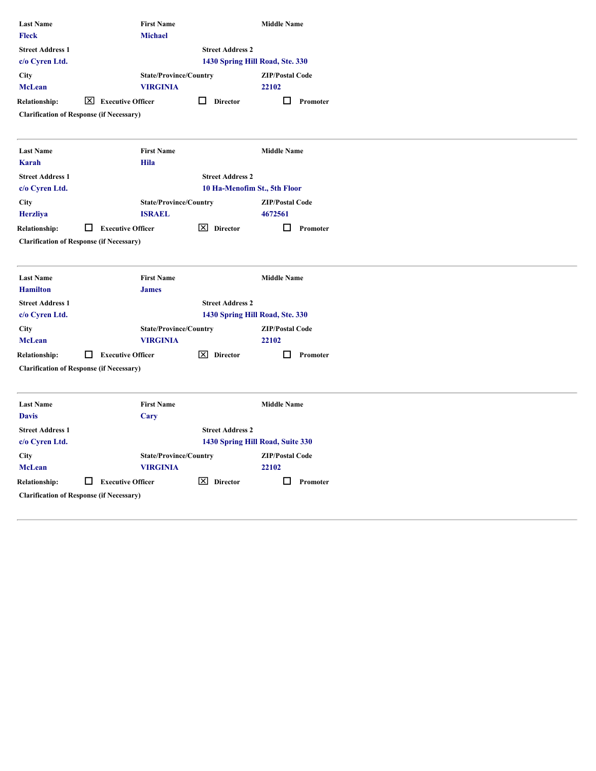| Last Name | First Name | Middle Name |
|---|---|---|
| Fleck | Michael | |

| Street Address 1 | Street Address 2 |
|---|---|
| c/o Cyren Ltd. | 1430 Spring Hill Road, Ste. 330 |

| City | State/Province/Country | ZIP/Postal Code |
|---|---|---|
| McLean | VIRGINIA | 22102 |

Relationship: ☒ Executive Officer ☐ Director ☐ Promoter

Clarification of Response (if Necessary)

---

| Last Name | First Name | Middle Name |
|---|---|---|
| Karah | Hila | |

| Street Address 1 | Street Address 2 |
|---|---|
| c/o Cyren Ltd. | 10 Ha-Menofim St., 5th Floor |

| City | State/Province/Country | ZIP/Postal Code |
|---|---|---|
| Herzliya | ISRAEL | 4672561 |

Relationship: ☐ Executive Officer ☒ Director ☐ Promoter

Clarification of Response (if Necessary)

---

| Last Name | First Name | Middle Name |
|---|---|---|
| Hamilton | James | |

| Street Address 1 | Street Address 2 |
|---|---|
| c/o Cyren Ltd. | 1430 Spring Hill Road, Ste. 330 |

| City | State/Province/Country | ZIP/Postal Code |
|---|---|---|
| McLean | VIRGINIA | 22102 |

Relationship: ☐ Executive Officer ☒ Director ☐ Promoter

Clarification of Response (if Necessary)

---

| Last Name | First Name | Middle Name |
|---|---|---|
| Davis | Cary | |

| Street Address 1 | Street Address 2 |
|---|---|
| c/o Cyren Ltd. | 1430 Spring Hill Road, Suite 330 |

| City | State/Province/Country | ZIP/Postal Code |
|---|---|---|
| McLean | VIRGINIA | 22102 |

Relationship: ☐ Executive Officer ☒ Director ☐ Promoter

Clarification of Response (if Necessary)

---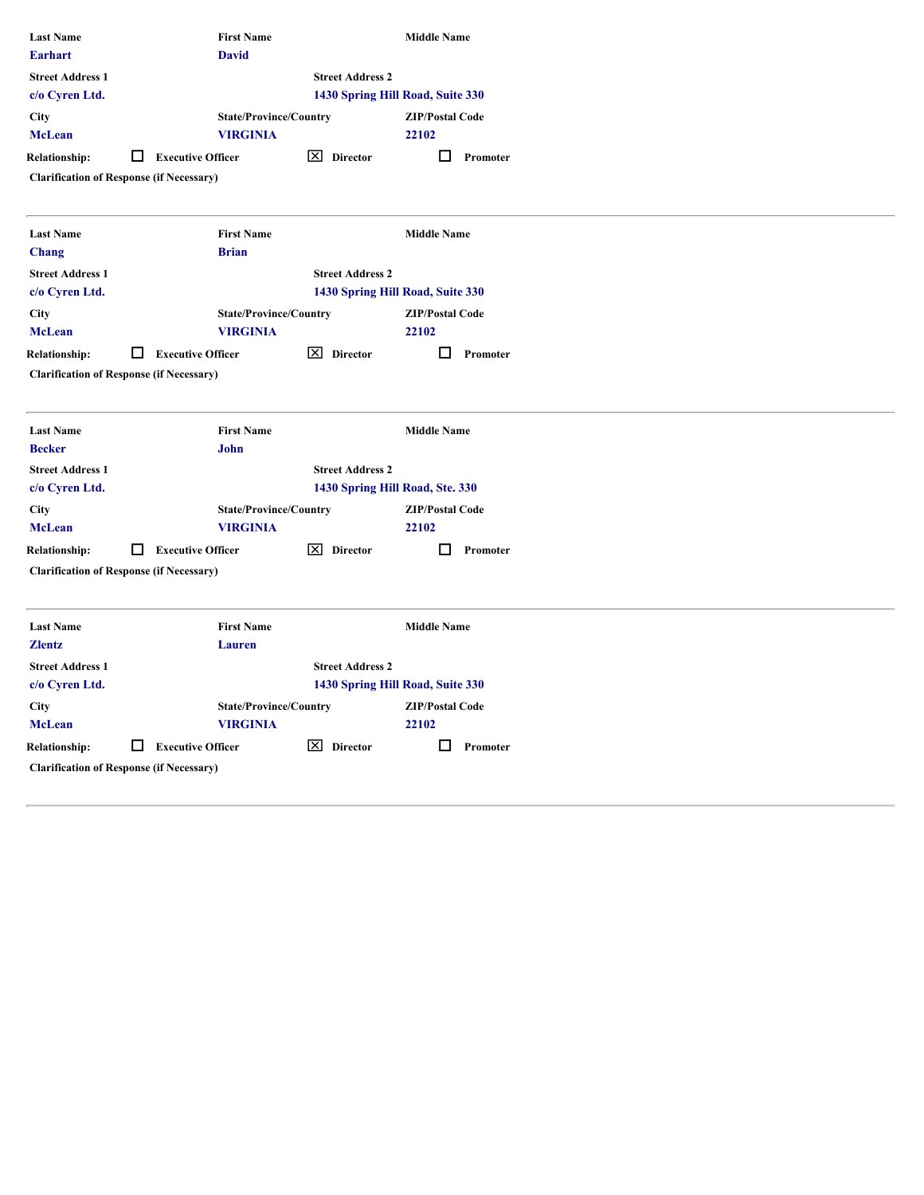| Last Name | First Name | Middle Name |
|---|---|---|
| Earhart | David | |

| Street Address 1 | Street Address 2 |
|---|---|
| c/o Cyren Ltd. | 1430 Spring Hill Road, Suite 330 |

| City | State/Province/Country | ZIP/Postal Code |
|---|---|---|
| McLean | VIRGINIA | 22102 |

Relationship: ☐ Executive Officer ☒ Director ☐ Promoter

Clarification of Response (if Necessary)

---

| Last Name | First Name | Middle Name |
|---|---|---|
| Chang | Brian | |

| Street Address 1 | Street Address 2 |
|---|---|
| c/o Cyren Ltd. | 1430 Spring Hill Road, Suite 330 |

| City | State/Province/Country | ZIP/Postal Code |
|---|---|---|
| McLean | VIRGINIA | 22102 |

Relationship: ☐ Executive Officer ☒ Director ☐ Promoter

Clarification of Response (if Necessary)

---

| Last Name | First Name | Middle Name |
|---|---|---|
| Becker | John | |

| Street Address 1 | Street Address 2 |
|---|---|
| c/o Cyren Ltd. | 1430 Spring Hill Road, Ste. 330 |

| City | State/Province/Country | ZIP/Postal Code |
|---|---|---|
| McLean | VIRGINIA | 22102 |

Relationship: ☐ Executive Officer ☒ Director ☐ Promoter

Clarification of Response (if Necessary)

---

| Last Name | First Name | Middle Name |
|---|---|---|
| Zlentz | Lauren | |

| Street Address 1 | Street Address 2 |
|---|---|
| c/o Cyren Ltd. | 1430 Spring Hill Road, Suite 330 |

| City | State/Province/Country | ZIP/Postal Code |
|---|---|---|
| McLean | VIRGINIA | 22102 |

Relationship: ☐ Executive Officer ☒ Director ☐ Promoter

Clarification of Response (if Necessary)

---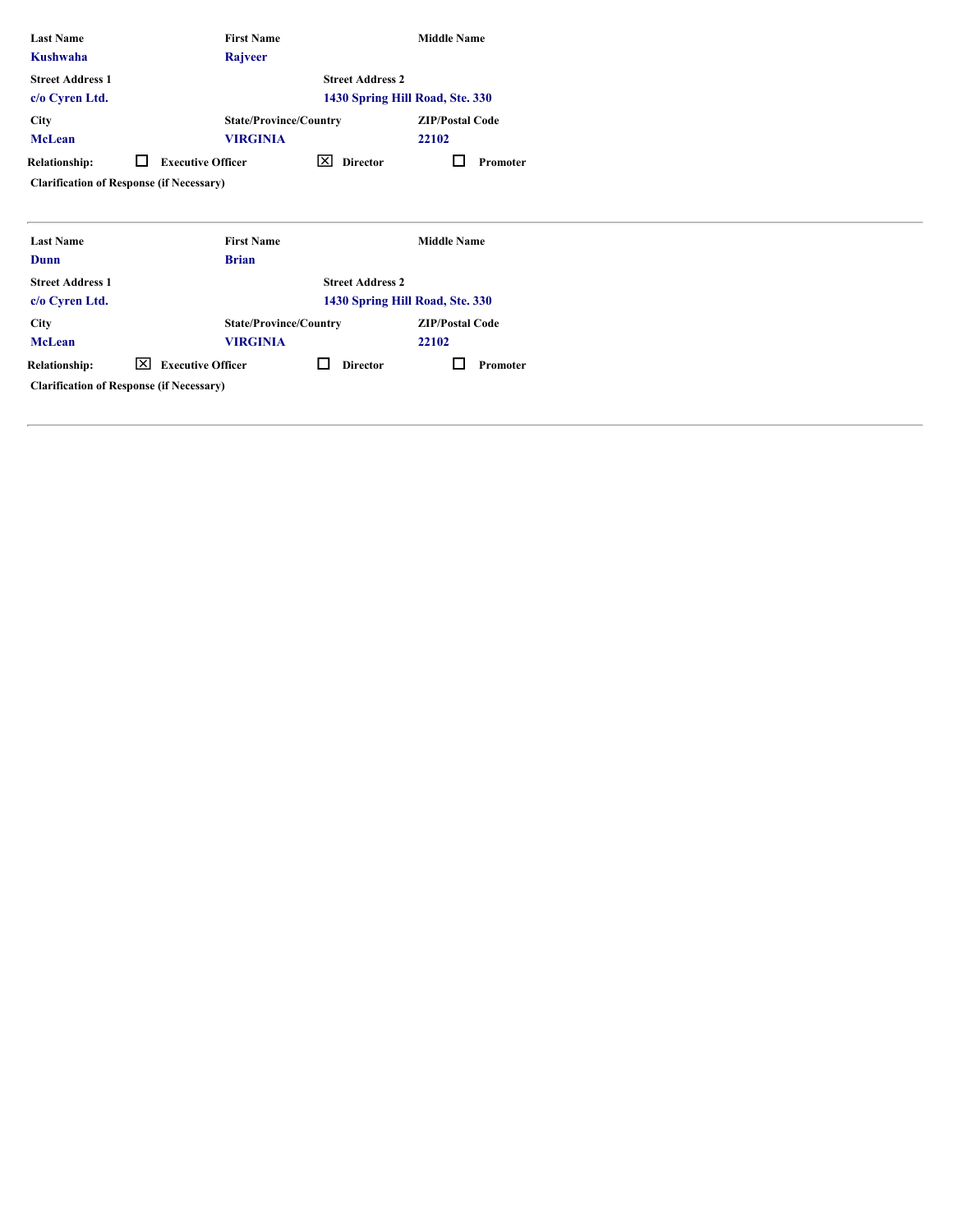| Last Name | First Name | Middle Name |
|---|---|---|
| Kushwaha | Rajveer | |

| Street Address 1 | Street Address 2 |
|---|---|
| c/o Cyren Ltd. | 1430 Spring Hill Road, Ste. 330 |

| City | State/Province/Country | ZIP/Postal Code |
|---|---|---|
| McLean | VIRGINIA | 22102 |

Relationship: ☐ Executive Officer ☒ Director ☐ Promoter

Clarification of Response (if Necessary)

---

| Last Name | First Name | Middle Name |
|---|---|---|
| Dunn | Brian | |

| Street Address 1 | Street Address 2 |
|---|---|
| c/o Cyren Ltd. | 1430 Spring Hill Road, Ste. 330 |

| City | State/Province/Country | ZIP/Postal Code |
|---|---|---|
| McLean | VIRGINIA | 22102 |

Relationship: ☒ Executive Officer ☐ Director ☐ Promoter

Clarification of Response (if Necessary)

---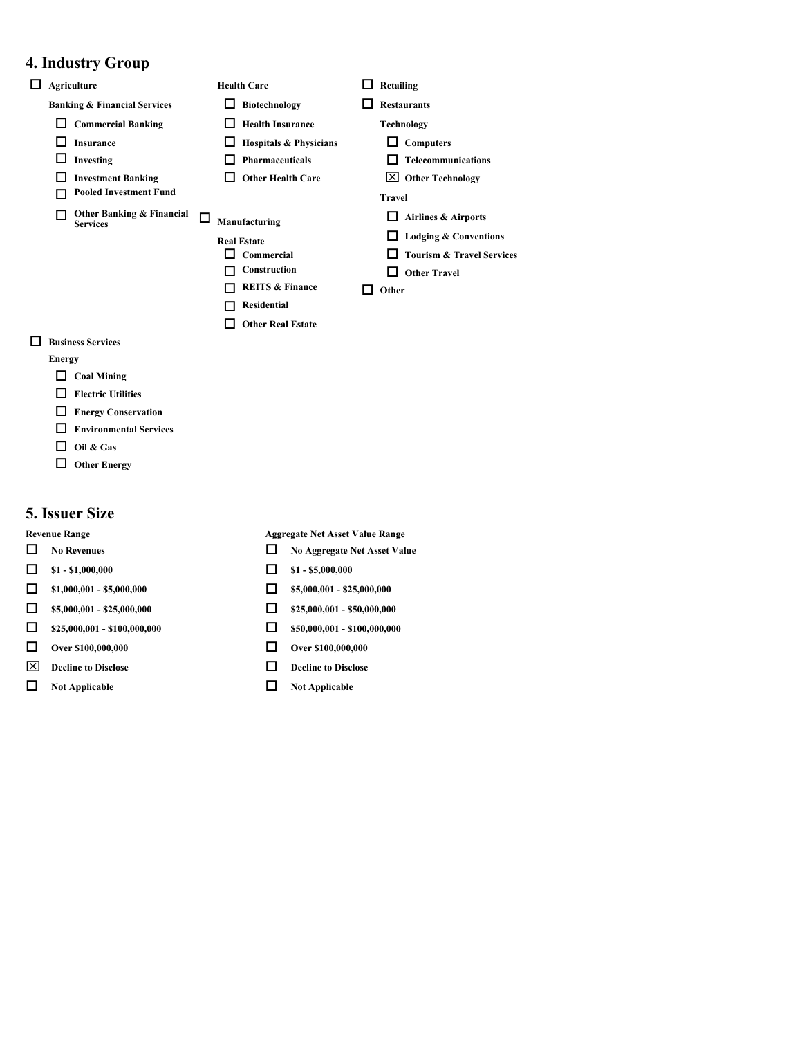## 4. Industry Group

- ☐ Agriculture
- **Banking & Financial Services**
  - ☐ Commercial Banking
  - ☐ Insurance
  - ☐ Investing
  - ☐ Investment Banking
  - ☐ Pooled Investment Fund
  - ☐ Other Banking & Financial Services
- ☐ Business Services
- **Energy**
  - ☐ Coal Mining
  - ☐ Electric Utilities
  - ☐ Energy Conservation
  - ☐ Environmental Services
  - ☐ Oil & Gas
  - ☐ Other Energy
- **Health Care**
  - ☐ Biotechnology
  - ☐ Health Insurance
  - ☐ Hospitals & Physicians
  - ☐ Pharmaceuticals
  - ☐ Other Health Care
- ☐ Manufacturing
- **Real Estate**
  - ☐ Commercial
  - ☐ Construction
  - ☐ REITS & Finance
  - ☐ Residential
  - ☐ Other Real Estate
- ☐ Retailing
- ☐ Restaurants
- **Technology**
  - ☐ Computers
  - ☐ Telecommunications
  - ☒ Other Technology
- **Travel**
  - ☐ Airlines & Airports
  - ☐ Lodging & Conventions
  - ☐ Tourism & Travel Services
  - ☐ Other Travel
- ☐ Other

## 5. Issuer Size

| Revenue Range | Aggregate Net Asset Value Range |
|---|---|
| ☐ No Revenues | ☐ No Aggregate Net Asset Value |
| ☐ $1 - $1,000,000 | ☐ $1 - $5,000,000 |
| ☐ $1,000,001 - $5,000,000 | ☐ $5,000,001 - $25,000,000 |
| ☐ $5,000,001 - $25,000,000 | ☐ $25,000,001 - $50,000,000 |
| ☐ $25,000,001 - $100,000,000 | ☐ $50,000,001 - $100,000,000 |
| ☐ Over $100,000,000 | ☐ Over $100,000,000 |
| ☒ Decline to Disclose | ☐ Decline to Disclose |
| ☐ Not Applicable | ☐ Not Applicable |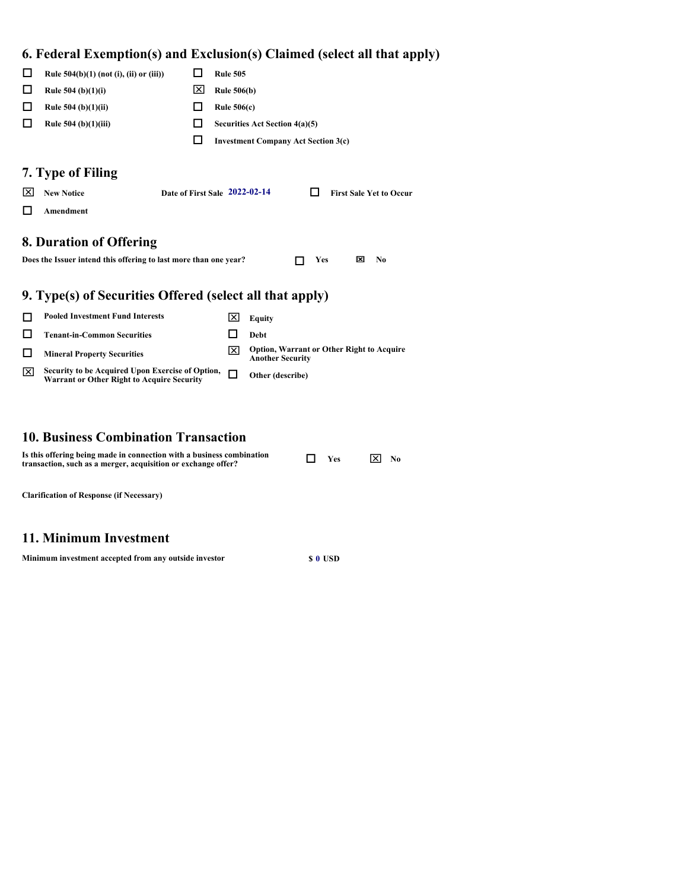## 6. Federal Exemption(s) and Exclusion(s) Claimed (select all that apply)

| | | | |
|---|---|---|---|
| ☐ | Rule 504(b)(1) (not (i), (ii) or (iii)) | ☐ | Rule 505 |
| ☐ | Rule 504 (b)(1)(i) | ☒ | Rule 506(b) |
| ☐ | Rule 504 (b)(1)(ii) | ☐ | Rule 506(c) |
| ☐ | Rule 504 (b)(1)(iii) | ☐ | Securities Act Section 4(a)(5) |
| | | ☐ | Investment Company Act Section 3(c) |

## 7. Type of Filing

☒ **New Notice** **Date of First Sale** 2022-02-14 ☐ **First Sale Yet to Occur**

☐ **Amendment**

## 8. Duration of Offering

**Does the Issuer intend this offering to last more than one year?** ☐ **Yes** ☒ **No**

## 9. Type(s) of Securities Offered (select all that apply)

| | | | |
|---|---|---|---|
| ☐ | Pooled Investment Fund Interests | ☒ | Equity |
| ☐ | Tenant-in-Common Securities | ☐ | Debt |
| ☐ | Mineral Property Securities | ☒ | Option, Warrant or Other Right to Acquire Another Security |
| ☒ | Security to be Acquired Upon Exercise of Option, Warrant or Other Right to Acquire Security | ☐ | Other (describe) |

## 10. Business Combination Transaction

**Is this offering being made in connection with a business combination transaction, such as a merger, acquisition or exchange offer?** ☐ **Yes** ☒ **No**

**Clarification of Response (if Necessary)**

## 11. Minimum Investment

**Minimum investment accepted from any outside investor** **$** 0 **USD**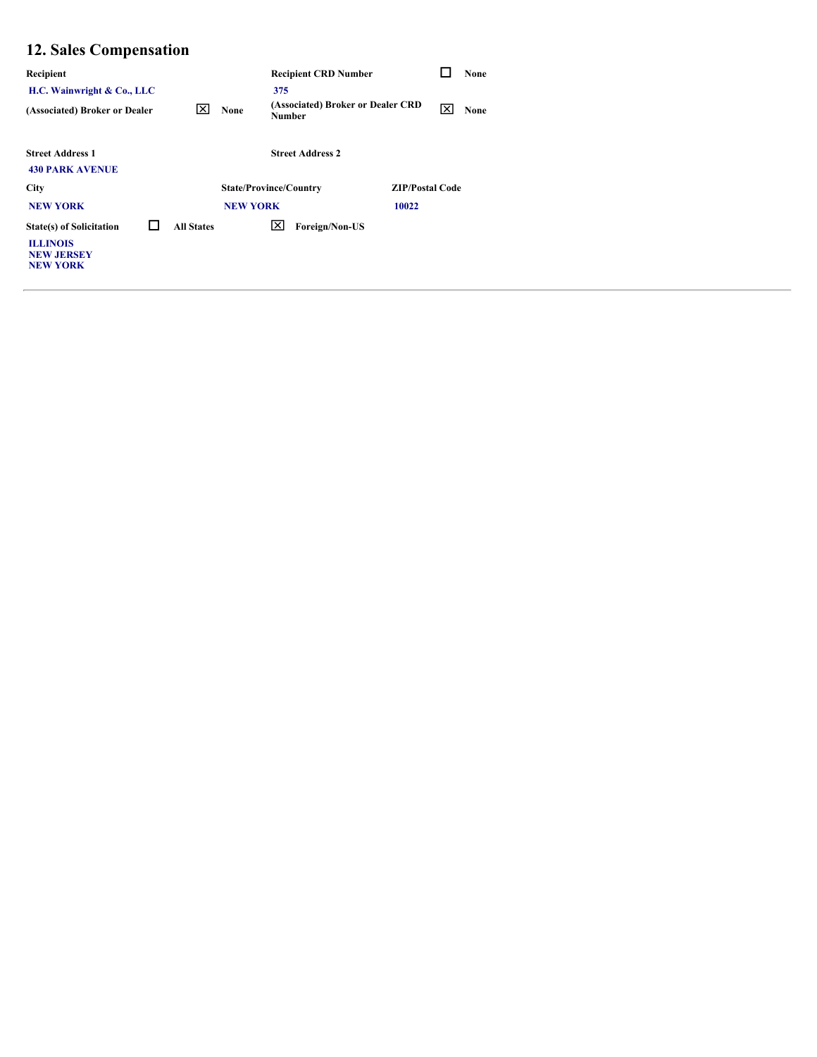## 12. Sales Compensation

| Recipient | | Recipient CRD Number | ☐ None |
|---|---|---|---|
| H.C. Wainwright & Co., LLC | | 375 | |
| (Associated) Broker or Dealer | ☒ None | (Associated) Broker or Dealer CRD Number | ☒ None |

| Street Address 1 | Street Address 2 | |
|---|---|---|
| 430 PARK AVENUE | | |
| **City** | **State/Province/Country** | **ZIP/Postal Code** |
| NEW YORK | NEW YORK | 10022 |

**State(s) of Solicitation** ☐ All States ☒ Foreign/Non-US

ILLINOIS
NEW JERSEY
NEW YORK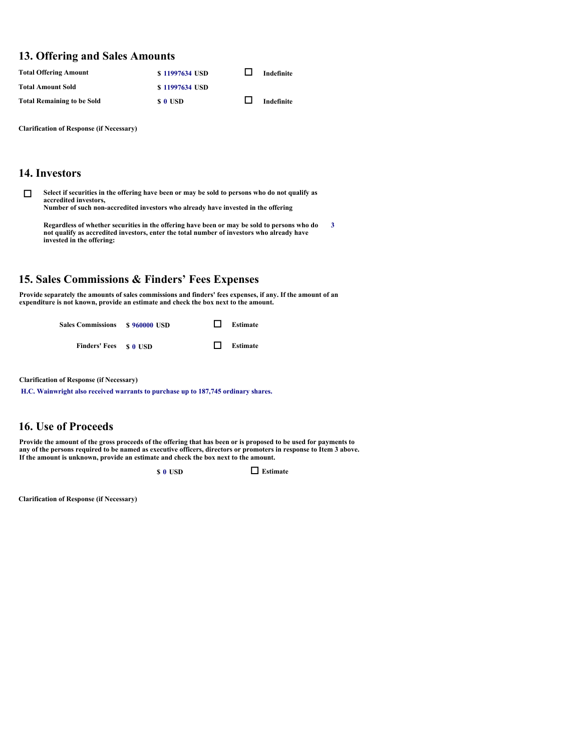## 13. Offering and Sales Amounts

| | | | |
|---|---|---|---|
| **Total Offering Amount** | $ 11997634 USD | ☐ | Indefinite |
| **Total Amount Sold** | $ 11997634 USD | | |
| **Total Remaining to be Sold** | $ 0 USD | ☐ | Indefinite |

**Clarification of Response (if Necessary)**

## 14. Investors

☐ **Select if securities in the offering have been or may be sold to persons who do not qualify as accredited investors,**
**Number of such non-accredited investors who already have invested in the offering**

**Regardless of whether securities in the offering have been or may be sold to persons who do not qualify as accredited investors, enter the total number of investors who already have invested in the offering:** 3

## 15. Sales Commissions & Finders' Fees Expenses

**Provide separately the amounts of sales commissions and finders' fees expenses, if any. If the amount of an expenditure is not known, provide an estimate and check the box next to the amount.**

| | | | |
|---|---|---|---|
| **Sales Commissions** | $ 960000 USD | ☐ | Estimate |
| **Finders' Fees** | $ 0 USD | ☐ | Estimate |

**Clarification of Response (if Necessary)**

H.C. Wainwright also received warrants to purchase up to 187,745 ordinary shares.

## 16. Use of Proceeds

**Provide the amount of the gross proceeds of the offering that has been or is proposed to be used for payments to any of the persons required to be named as executive officers, directors or promoters in response to Item 3 above. If the amount is unknown, provide an estimate and check the box next to the amount.**

$ 0 USD ☐ Estimate

**Clarification of Response (if Necessary)**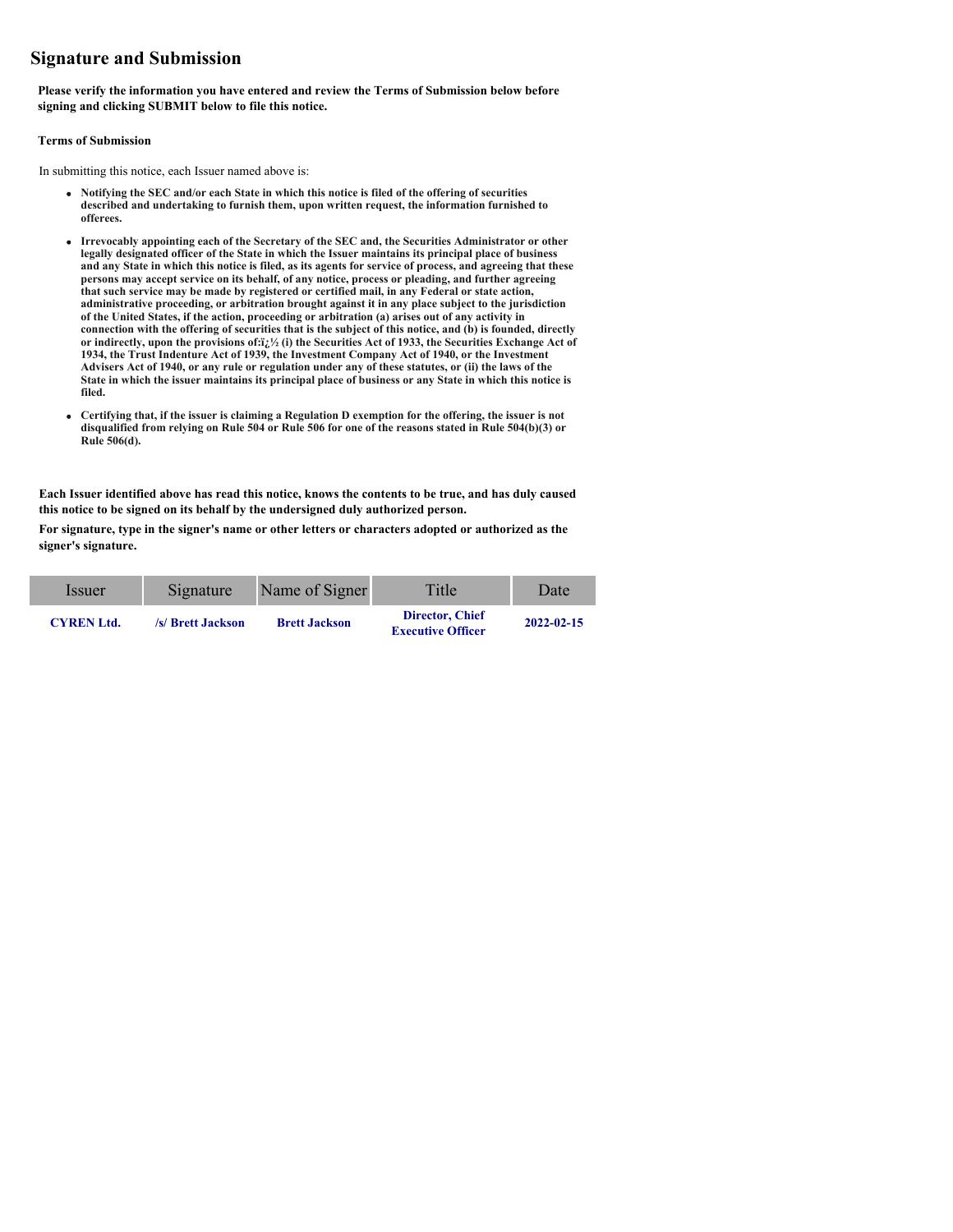## Signature and Submission

**Please verify the information you have entered and review the Terms of Submission below before signing and clicking SUBMIT below to file this notice.**

**Terms of Submission**

In submitting this notice, each Issuer named above is:

- **Notifying the SEC and/or each State in which this notice is filed of the offering of securities described and undertaking to furnish them, upon written request, the information furnished to offerees.**
- **Irrevocably appointing each of the Secretary of the SEC and, the Securities Administrator or other legally designated officer of the State in which the Issuer maintains its principal place of business and any State in which this notice is filed, as its agents for service of process, and agreeing that these persons may accept service on its behalf, of any notice, process or pleading, and further agreeing that such service may be made by registered or certified mail, in any Federal or state action, administrative proceeding, or arbitration brought against it in any place subject to the jurisdiction of the United States, if the action, proceeding or arbitration (a) arises out of any activity in connection with the offering of securities that is the subject of this notice, and (b) is founded, directly or indirectly, upon the provisions of:ï¿½ (i) the Securities Act of 1933, the Securities Exchange Act of 1934, the Trust Indenture Act of 1939, the Investment Company Act of 1940, or the Investment Advisers Act of 1940, or any rule or regulation under any of these statutes, or (ii) the laws of the State in which the issuer maintains its principal place of business or any State in which this notice is filed.**
- **Certifying that, if the issuer is claiming a Regulation D exemption for the offering, the issuer is not disqualified from relying on Rule 504 or Rule 506 for one of the reasons stated in Rule 504(b)(3) or Rule 506(d).**

**Each Issuer identified above has read this notice, knows the contents to be true, and has duly caused this notice to be signed on its behalf by the undersigned duly authorized person.**

**For signature, type in the signer's name or other letters or characters adopted or authorized as the signer's signature.**

| Issuer | Signature | Name of Signer | Title | Date |
|---|---|---|---|---|
| CYREN Ltd. | /s/ Brett Jackson | Brett Jackson | Director, Chief Executive Officer | 2022-02-15 |